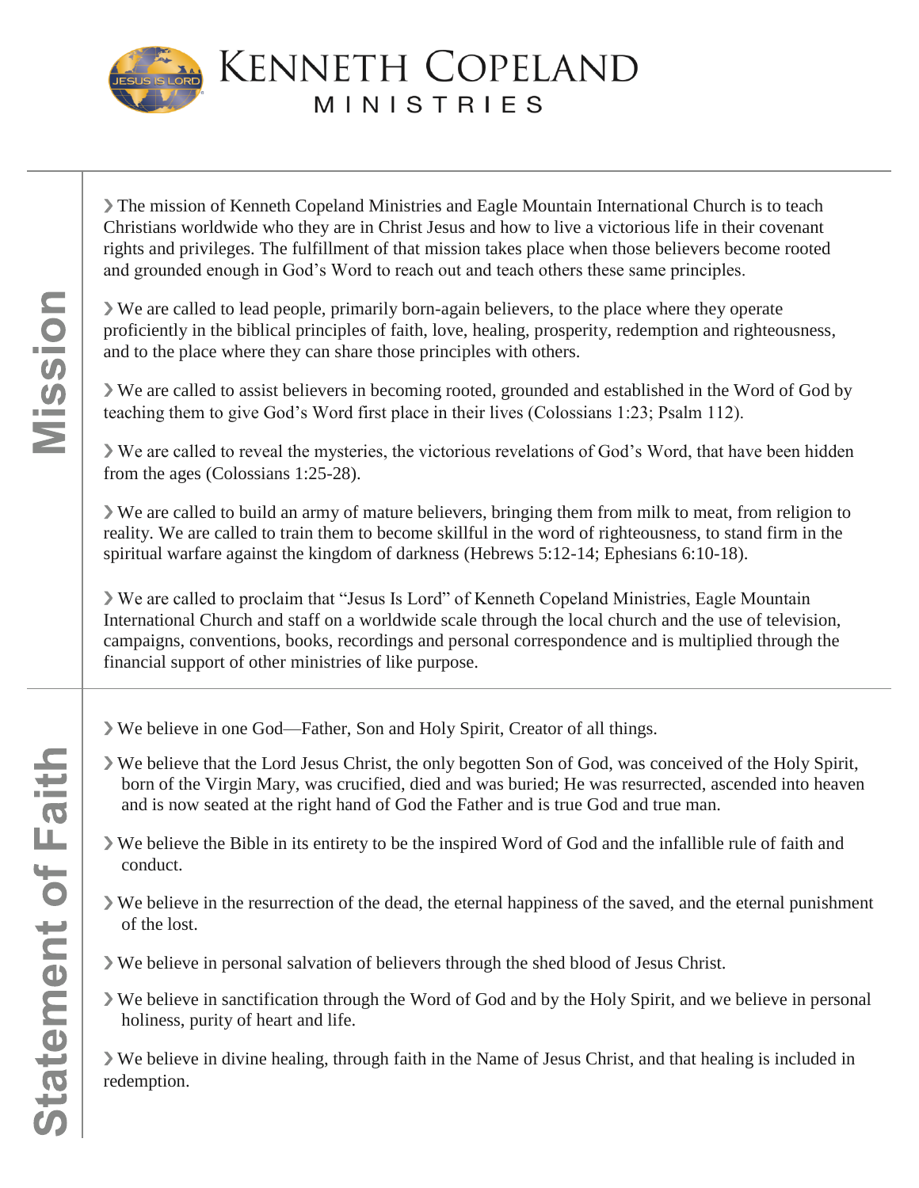# Kenneth Copeland Ministries

## Mission

- The mission of Kenneth Copeland Ministries and Eagle Mountain International Church is to teach Christians worldwide who they are in Christ Jesus and how to live a victorious life in their covenant rights and privileges. The fulfillment of that mission takes place when those believers become rooted and grounded enough in God's Word to reach out and teach others these same principles.

- We are called to lead people, primarily born-again believers, to the place where they operate proficiently in the biblical principles of faith, love, healing, prosperity, redemption and righteousness, and to the place where they can share those principles with others.

- We are called to assist believers in becoming rooted, grounded and established in the Word of God by teaching them to give God's Word first place in their lives (Colossians 1:23; Psalm 112).

- We are called to reveal the mysteries, the victorious revelations of God's Word, that have been hidden from the ages (Colossians 1:25-28).

- We are called to build an army of mature believers, bringing them from milk to meat, from religion to reality. We are called to train them to become skillful in the word of righteousness, to stand firm in the spiritual warfare against the kingdom of darkness (Hebrews 5:12-14; Ephesians 6:10-18).

- We are called to proclaim that "Jesus Is Lord" of Kenneth Copeland Ministries, Eagle Mountain International Church and staff on a worldwide scale through the local church and the use of television, campaigns, conventions, books, recordings and personal correspondence and is multiplied through the financial support of other ministries of like purpose.

## Statement of Faith

- We believe in one God—Father, Son and Holy Spirit, Creator of all things.
- We believe that the Lord Jesus Christ, the only begotten Son of God, was conceived of the Holy Spirit, born of the Virgin Mary, was crucified, died and was buried; He was resurrected, ascended into heaven and is now seated at the right hand of God the Father and is true God and true man.
- We believe the Bible in its entirety to be the inspired Word of God and the infallible rule of faith and conduct.
- We believe in the resurrection of the dead, the eternal happiness of the saved, and the eternal punishment of the lost.
- We believe in personal salvation of believers through the shed blood of Jesus Christ.
- We believe in sanctification through the Word of God and by the Holy Spirit, and we believe in personal holiness, purity of heart and life.
- We believe in divine healing, through faith in the Name of Jesus Christ, and that healing is included in redemption.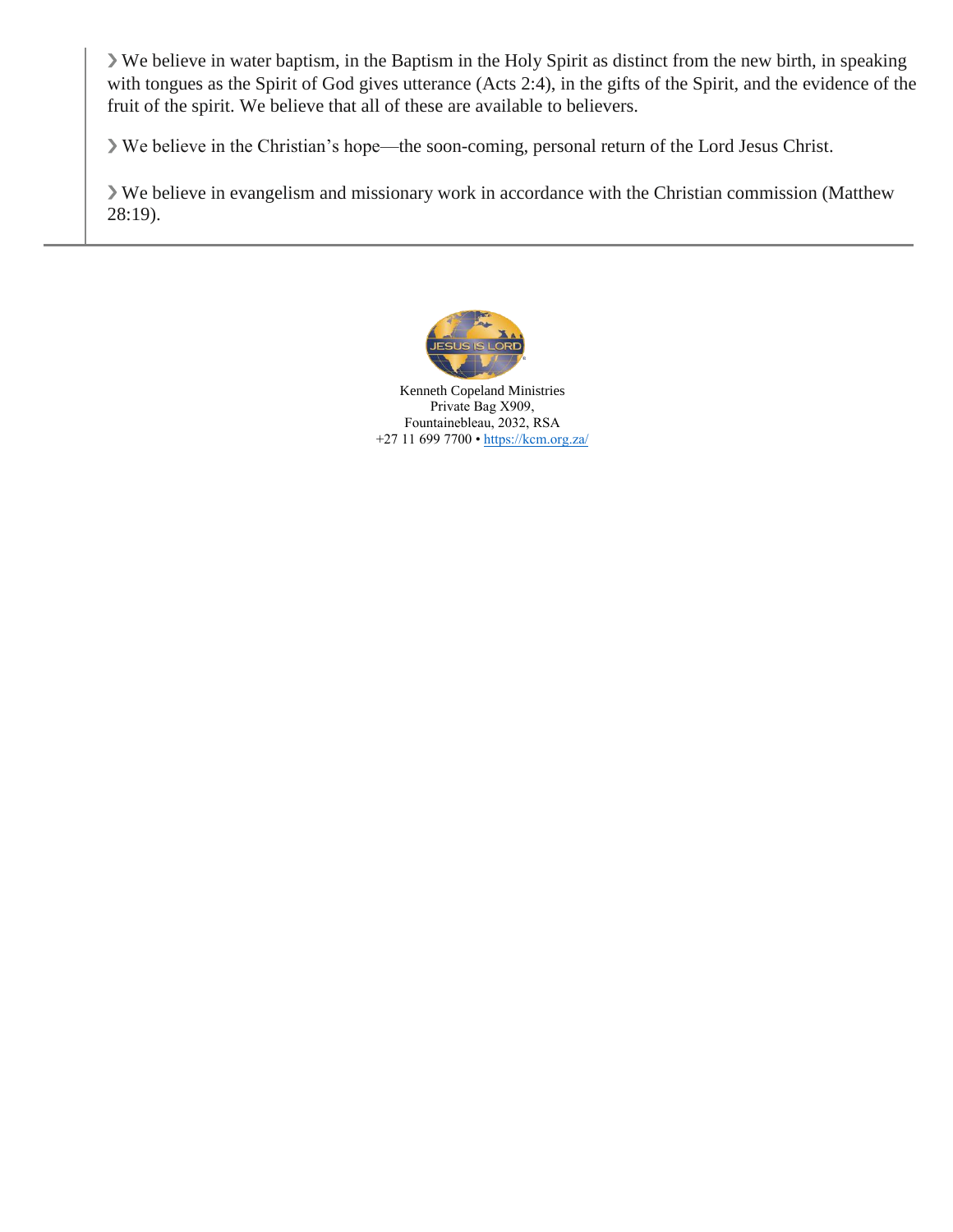❯ We believe in water baptism, in the Baptism in the Holy Spirit as distinct from the new birth, in speaking with tongues as the Spirit of God gives utterance (Acts 2:4), in the gifts of the Spirit, and the evidence of the fruit of the spirit. We believe that all of these are available to believers.

❯ We believe in the Christian's hope—the soon-coming, personal return of the Lord Jesus Christ.

❯ We believe in evangelism and missionary work in accordance with the Christian commission (Matthew 28:19).

---

Kenneth Copeland Ministries
Private Bag X909,
Fountainebleau, 2032, RSA
+27 11 699 7700 • [https://kcm.org.za/](https://kcm.org.za/)